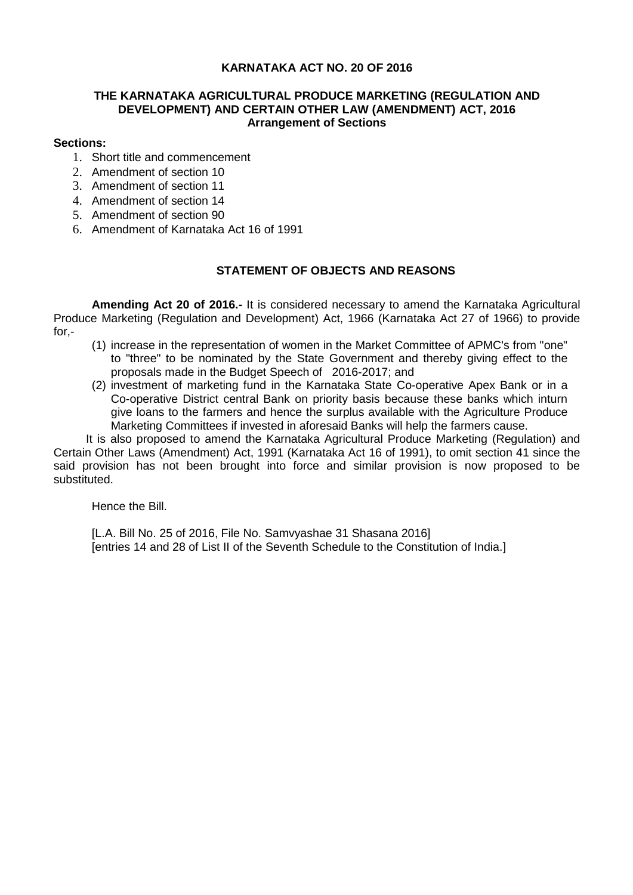# KARNATAKA ACT NO. 20 OF 2016

## THE KARNATAKA AGRICULTURAL PRODUCE MARKETING (REGULATION AND DEVELOPMENT) AND CERTAIN OTHER LAW (AMENDMENT) ACT, 2016

### Arrangement of Sections

**Sections:**

1. Short title and commencement
2. Amendment of section 10
3. Amendment of section 11
4. Amendment of section 14
5. Amendment of section 90
6. Amendment of Karnataka Act 16 of 1991

## STATEMENT OF OBJECTS AND REASONS

**Amending Act 20 of 2016.-** It is considered necessary to amend the Karnataka Agricultural Produce Marketing (Regulation and Development) Act, 1966 (Karnataka Act 27 of 1966) to provide for,-

(1) increase in the representation of women in the Market Committee of APMC's from "one" to "three" to be nominated by the State Government and thereby giving effect to the proposals made in the Budget Speech of 2016-2017; and

(2) investment of marketing fund in the Karnataka State Co-operative Apex Bank or in a Co-operative District central Bank on priority basis because these banks which inturn give loans to the farmers and hence the surplus available with the Agriculture Produce Marketing Committees if invested in aforesaid Banks will help the farmers cause.

It is also proposed to amend the Karnataka Agricultural Produce Marketing (Regulation) and Certain Other Laws (Amendment) Act, 1991 (Karnataka Act 16 of 1991), to omit section 41 since the said provision has not been brought into force and similar provision is now proposed to be substituted.

Hence the Bill.

[L.A. Bill No. 25 of 2016, File No. Samvyashae 31 Shasana 2016]
[entries 14 and 28 of List II of the Seventh Schedule to the Constitution of India.]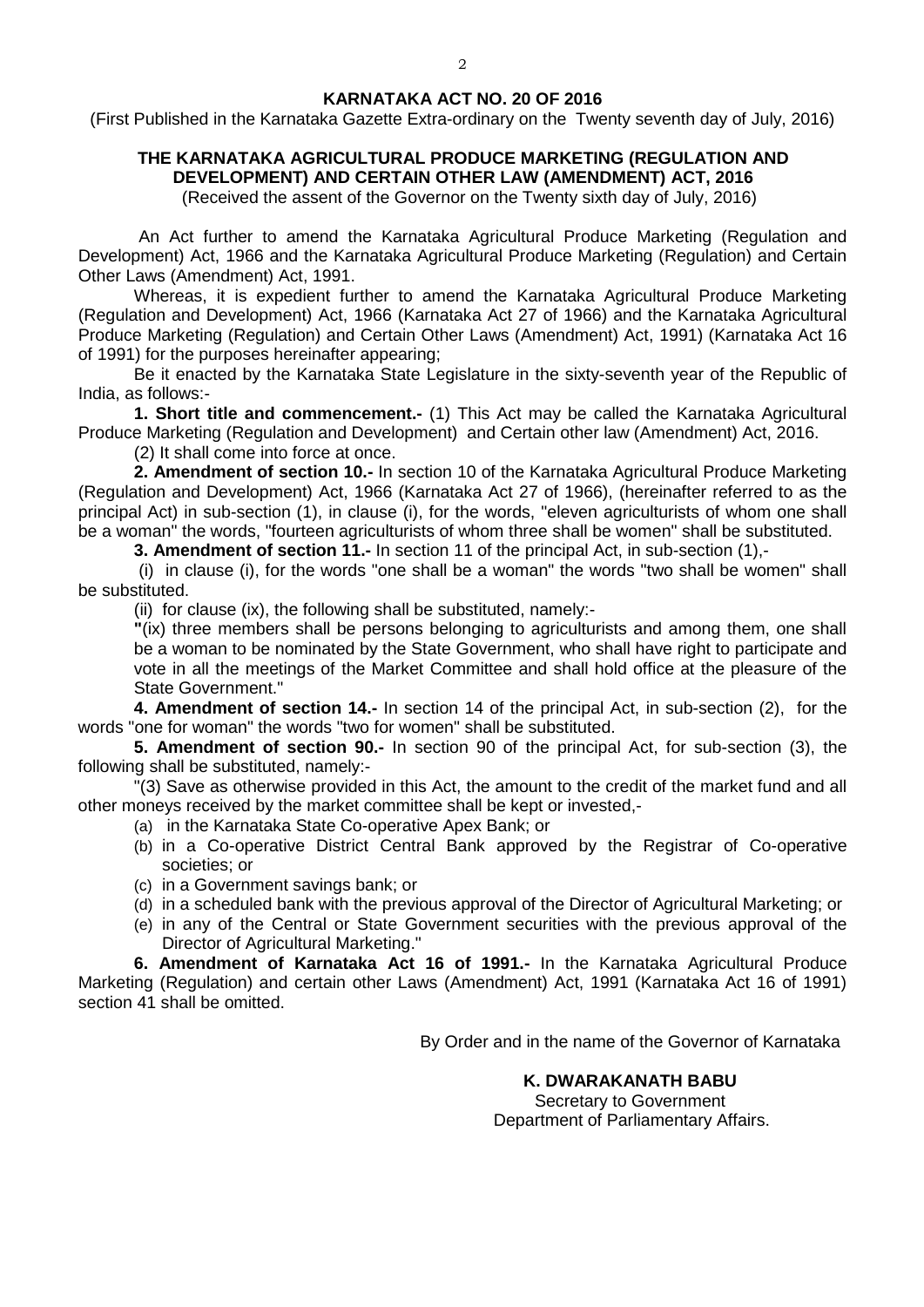**KARNATAKA ACT NO. 20 OF 2016**

(First Published in the Karnataka Gazette Extra-ordinary on the Twenty seventh day of July, 2016)

**THE KARNATAKA AGRICULTURAL PRODUCE MARKETING (REGULATION AND DEVELOPMENT) AND CERTAIN OTHER LAW (AMENDMENT) ACT, 2016**

(Received the assent of the Governor on the Twenty sixth day of July, 2016)

An Act further to amend the Karnataka Agricultural Produce Marketing (Regulation and Development) Act, 1966 and the Karnataka Agricultural Produce Marketing (Regulation) and Certain Other Laws (Amendment) Act, 1991.

Whereas, it is expedient further to amend the Karnataka Agricultural Produce Marketing (Regulation and Development) Act, 1966 (Karnataka Act 27 of 1966) and the Karnataka Agricultural Produce Marketing (Regulation) and Certain Other Laws (Amendment) Act, 1991) (Karnataka Act 16 of 1991) for the purposes hereinafter appearing;

Be it enacted by the Karnataka State Legislature in the sixty-seventh year of the Republic of India, as follows:-

**1. Short title and commencement.-** (1) This Act may be called the Karnataka Agricultural Produce Marketing (Regulation and Development) and Certain other law (Amendment) Act, 2016.

(2) It shall come into force at once.

**2. Amendment of section 10.-** In section 10 of the Karnataka Agricultural Produce Marketing (Regulation and Development) Act, 1966 (Karnataka Act 27 of 1966), (hereinafter referred to as the principal Act) in sub-section (1), in clause (i), for the words, "eleven agriculturists of whom one shall be a woman" the words, "fourteen agriculturists of whom three shall be women" shall be substituted.

**3. Amendment of section 11.-** In section 11 of the principal Act, in sub-section (1),-

(i) in clause (i), for the words "one shall be a woman" the words "two shall be women" shall be substituted.

(ii) for clause (ix), the following shall be substituted, namely:-

"(ix) three members shall be persons belonging to agriculturists and among them, one shall be a woman to be nominated by the State Government, who shall have right to participate and vote in all the meetings of the Market Committee and shall hold office at the pleasure of the State Government."

**4. Amendment of section 14.-** In section 14 of the principal Act, in sub-section (2), for the words "one for woman" the words "two for women" shall be substituted.

**5. Amendment of section 90.-** In section 90 of the principal Act, for sub-section (3), the following shall be substituted, namely:-

"(3) Save as otherwise provided in this Act, the amount to the credit of the market fund and all other moneys received by the market committee shall be kept or invested,-

(a) in the Karnataka State Co-operative Apex Bank; or
(b) in a Co-operative District Central Bank approved by the Registrar of Co-operative societies; or
(c) in a Government savings bank; or
(d) in a scheduled bank with the previous approval of the Director of Agricultural Marketing; or
(e) in any of the Central or State Government securities with the previous approval of the Director of Agricultural Marketing."

**6. Amendment of Karnataka Act 16 of 1991.-** In the Karnataka Agricultural Produce Marketing (Regulation) and certain other Laws (Amendment) Act, 1991 (Karnataka Act 16 of 1991) section 41 shall be omitted.

By Order and in the name of the Governor of Karnataka

**K. DWARAKANATH BABU**
Secretary to Government
Department of Parliamentary Affairs.